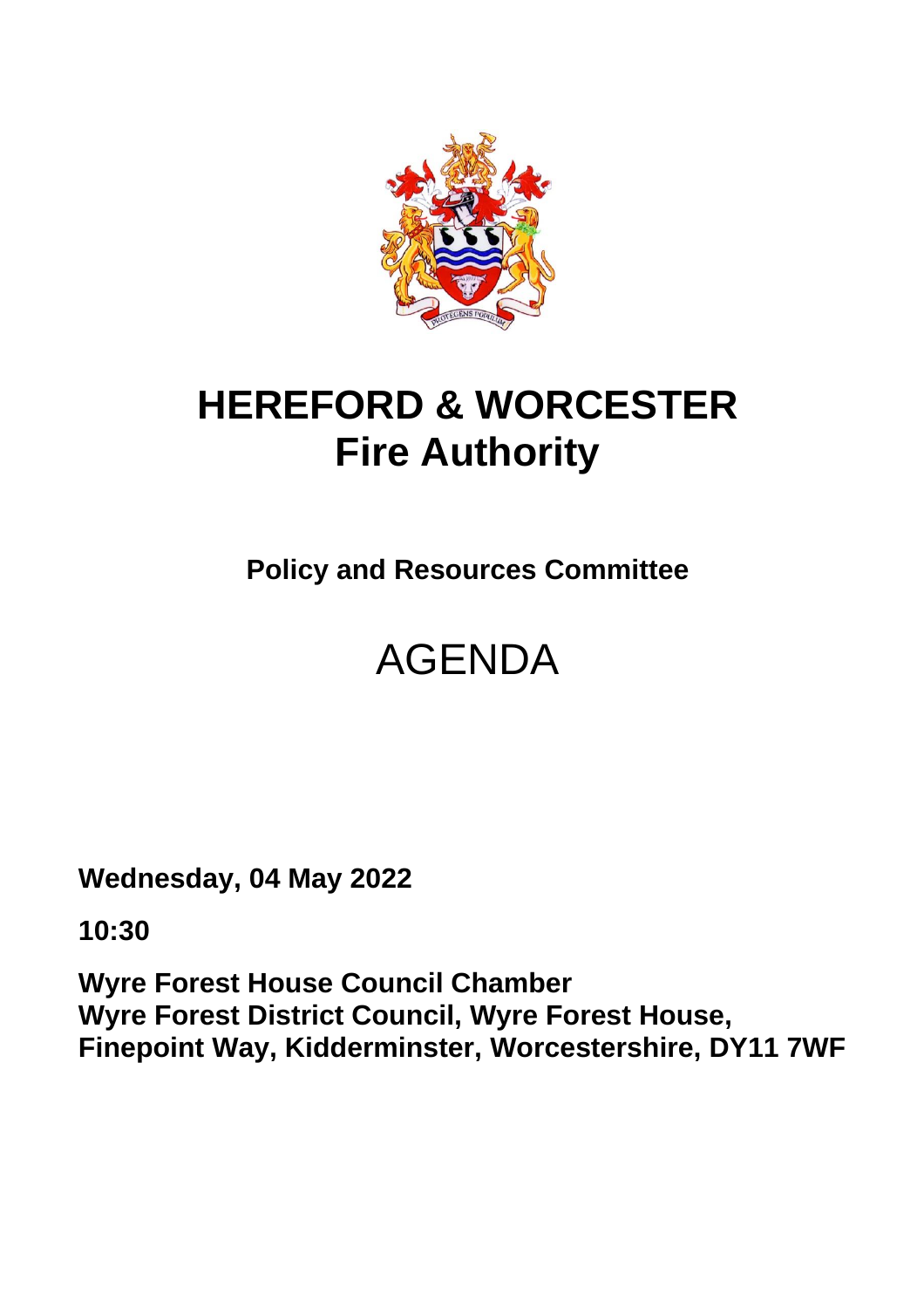# HEREFORD & WORCESTER Fire Authority

## Policy and Resources Committee

# AGENDA

**Wednesday, 04 May 2022**

**10:30**

**Wyre Forest House Council Chamber**
**Wyre Forest District Council, Wyre Forest House, Finepoint Way, Kidderminster, Worcestershire, DY11 7WF**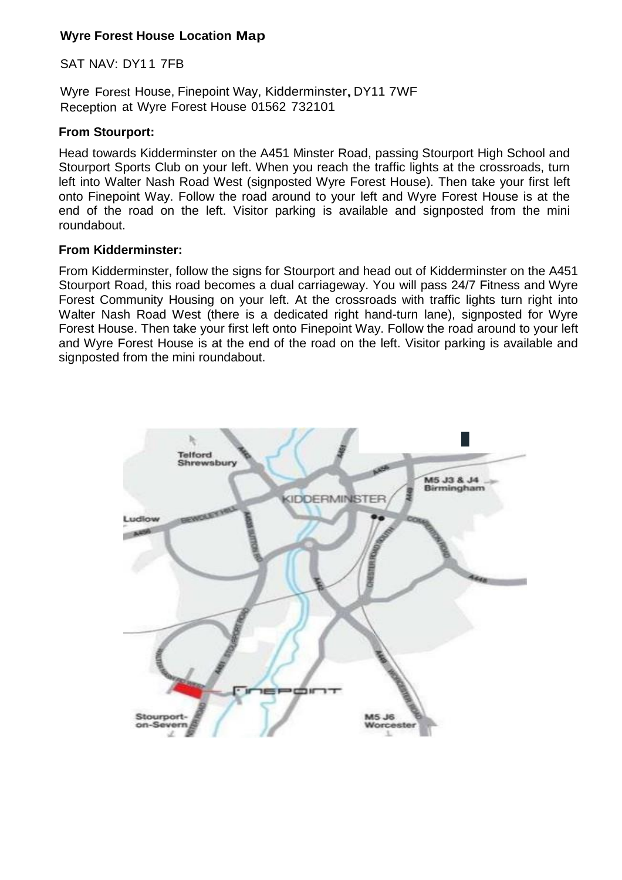## Wyre Forest House Location Map

SAT NAV: DY11 7FB

Wyre Forest House, Finepoint Way, Kidderminster, DY11 7WF
Reception at Wyre Forest House 01562 732101

**From Stourport:**

Head towards Kidderminster on the A451 Minster Road, passing Stourport High School and Stourport Sports Club on your left. When you reach the traffic lights at the crossroads, turn left into Walter Nash Road West (signposted Wyre Forest House). Then take your first left onto Finepoint Way. Follow the road around to your left and Wyre Forest House is at the end of the road on the left. Visitor parking is available and signposted from the mini roundabout.

**From Kidderminster:**

From Kidderminster, follow the signs for Stourport and head out of Kidderminster on the A451 Stourport Road, this road becomes a dual carriageway. You will pass 24/7 Fitness and Wyre Forest Community Housing on your left. At the crossroads with traffic lights turn right into Walter Nash Road West (there is a dedicated right hand-turn lane), signposted for Wyre Forest House. Then take your first left onto Finepoint Way. Follow the road around to your left and Wyre Forest House is at the end of the road on the left. Visitor parking is available and signposted from the mini roundabout.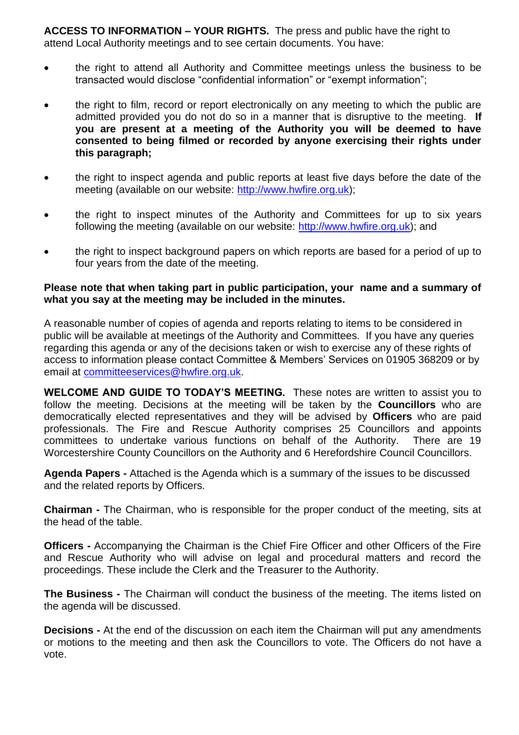**ACCESS TO INFORMATION – YOUR RIGHTS.** The press and public have the right to attend Local Authority meetings and to see certain documents. You have:

- the right to attend all Authority and Committee meetings unless the business to be transacted would disclose "confidential information" or "exempt information";
- the right to film, record or report electronically on any meeting to which the public are admitted provided you do not do so in a manner that is disruptive to the meeting. **If you are present at a meeting of the Authority you will be deemed to have consented to being filmed or recorded by anyone exercising their rights under this paragraph;**
- the right to inspect agenda and public reports at least five days before the date of the meeting (available on our website: http://www.hwfire.org.uk);
- the right to inspect minutes of the Authority and Committees for up to six years following the meeting (available on our website: http://www.hwfire.org.uk); and
- the right to inspect background papers on which reports are based for a period of up to four years from the date of the meeting.

**Please note that when taking part in public participation, your name and a summary of what you say at the meeting may be included in the minutes.**

A reasonable number of copies of agenda and reports relating to items to be considered in public will be available at meetings of the Authority and Committees. If you have any queries regarding this agenda or any of the decisions taken or wish to exercise any of these rights of access to information please contact Committee & Members' Services on 01905 368209 or by email at committeeservices@hwfire.org.uk.

**WELCOME AND GUIDE TO TODAY'S MEETING.** These notes are written to assist you to follow the meeting. Decisions at the meeting will be taken by the **Councillors** who are democratically elected representatives and they will be advised by **Officers** who are paid professionals. The Fire and Rescue Authority comprises 25 Councillors and appoints committees to undertake various functions on behalf of the Authority. There are 19 Worcestershire County Councillors on the Authority and 6 Herefordshire Council Councillors.

**Agenda Papers -** Attached is the Agenda which is a summary of the issues to be discussed and the related reports by Officers.

**Chairman -** The Chairman, who is responsible for the proper conduct of the meeting, sits at the head of the table.

**Officers -** Accompanying the Chairman is the Chief Fire Officer and other Officers of the Fire and Rescue Authority who will advise on legal and procedural matters and record the proceedings. These include the Clerk and the Treasurer to the Authority.

**The Business -** The Chairman will conduct the business of the meeting. The items listed on the agenda will be discussed.

**Decisions -** At the end of the discussion on each item the Chairman will put any amendments or motions to the meeting and then ask the Councillors to vote. The Officers do not have a vote.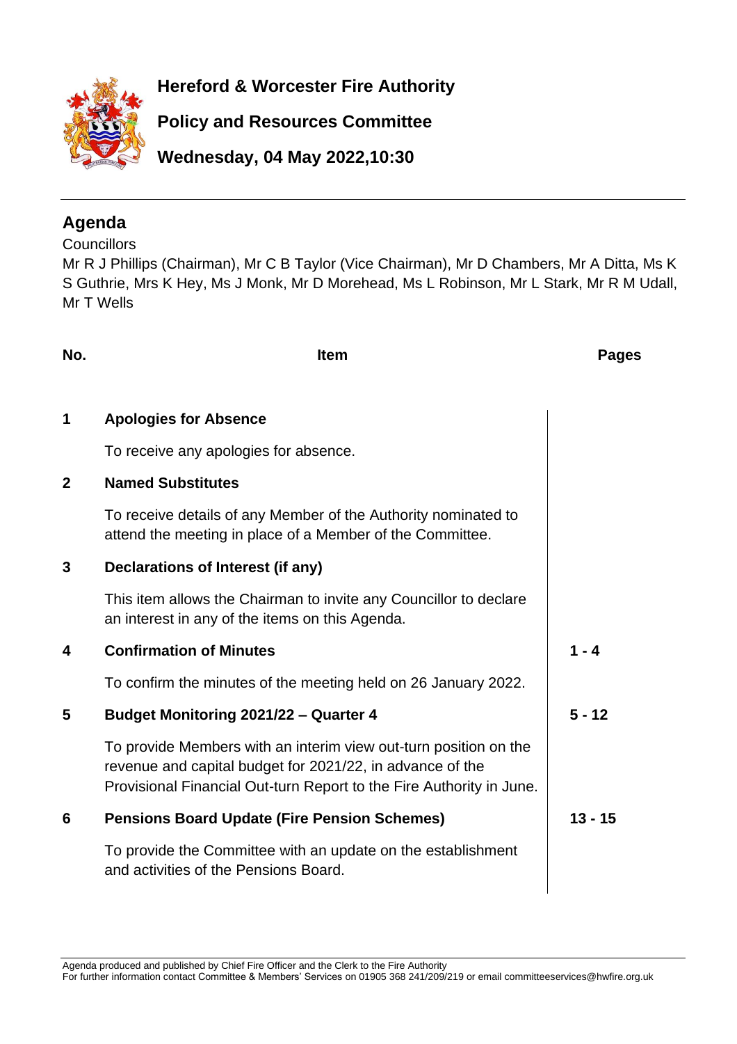# Hereford & Worcester Fire Authority

## Policy and Resources Committee

## Wednesday, 04 May 2022,10:30

---

## Agenda

Councillors

Mr R J Phillips (Chairman), Mr C B Taylor (Vice Chairman), Mr D Chambers, Mr A Ditta, Ms K S Guthrie, Mrs K Hey, Ms J Monk, Mr D Morehead, Ms L Robinson, Mr L Stark, Mr R M Udall, Mr T Wells

| No. | Item | Pages |
|---|---|---|
| 1 | **Apologies for Absence**<br><br>To receive any apologies for absence. | |
| 2 | **Named Substitutes**<br><br>To receive details of any Member of the Authority nominated to attend the meeting in place of a Member of the Committee. | |
| 3 | **Declarations of Interest (if any)**<br><br>This item allows the Chairman to invite any Councillor to declare an interest in any of the items on this Agenda. | |
| 4 | **Confirmation of Minutes**<br><br>To confirm the minutes of the meeting held on 26 January 2022. | 1 - 4 |
| 5 | **Budget Monitoring 2021/22 – Quarter 4**<br><br>To provide Members with an interim view out-turn position on the revenue and capital budget for 2021/22, in advance of the Provisional Financial Out-turn Report to the Fire Authority in June. | 5 - 12 |
| 6 | **Pensions Board Update (Fire Pension Schemes)**<br><br>To provide the Committee with an update on the establishment and activities of the Pensions Board. | 13 - 15 |

Agenda produced and published by Chief Fire Officer and the Clerk to the Fire Authority
For further information contact Committee & Members' Services on 01905 368 241/209/219 or email committeeservices@hwfire.org.uk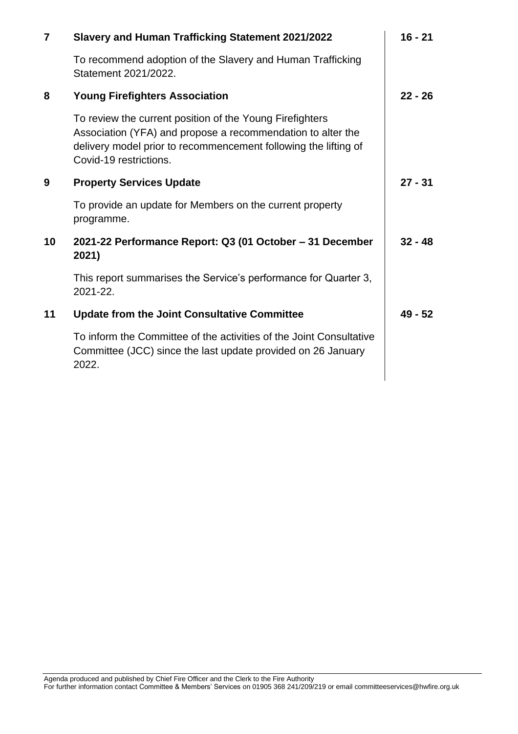| | | |
|---|---|---|
| **7** | **Slavery and Human Trafficking Statement 2021/2022**<br><br>To recommend adoption of the Slavery and Human Trafficking Statement 2021/2022. | **16 - 21** |
| **8** | **Young Firefighters Association**<br><br>To review the current position of the Young Firefighters Association (YFA) and propose a recommendation to alter the delivery model prior to recommencement following the lifting of Covid-19 restrictions. | **22 - 26** |
| **9** | **Property Services Update**<br><br>To provide an update for Members on the current property programme. | **27 - 31** |
| **10** | **2021-22 Performance Report: Q3 (01 October – 31 December 2021)**<br><br>This report summarises the Service's performance for Quarter 3, 2021-22. | **32 - 48** |
| **11** | **Update from the Joint Consultative Committee**<br><br>To inform the Committee of the activities of the Joint Consultative Committee (JCC) since the last update provided on 26 January 2022. | **49 - 52** |

Agenda produced and published by Chief Fire Officer and the Clerk to the Fire Authority
For further information contact Committee & Members' Services on 01905 368 241/209/219 or email committeeservices@hwfire.org.uk